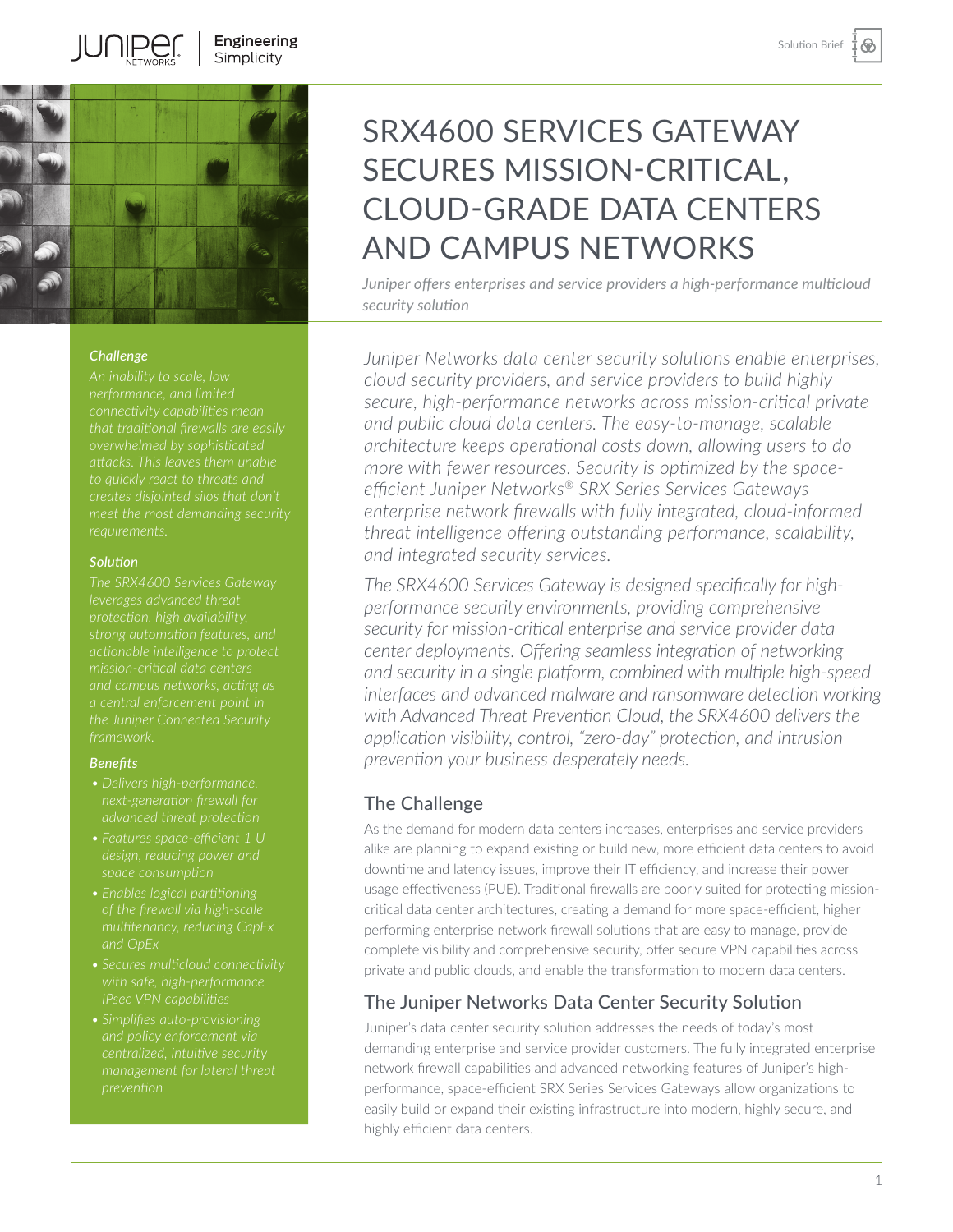Solution Brief

# SRX4600 SERVICES GATEWAY SECURES MISSION-CRITICAL, CLOUD-GRADE DATA CENTERS AND CAMPUS NETWORKS

*Juniper offers enterprises and service providers a high-performance multicloud security solution*

*Juniper Networks data center security solutions enable enterprises, cloud security providers, and service providers to build highly secure, high-performance networks across mission-critical private and public cloud data centers. The easy-to-manage, scalable architecture keeps operational costs down, allowing users to do more with fewer resources. Security is optimized by the space-efficient Juniper Networks® SRX Series Services Gateways—enterprise network firewalls with fully integrated, cloud-informed threat intelligence offering outstanding performance, scalability, and integrated security services.*

*The SRX4600 Services Gateway is designed specifically for high-performance security environments, providing comprehensive security for mission-critical enterprise and service provider data center deployments. Offering seamless integration of networking and security in a single platform, combined with multiple high-speed interfaces and advanced malware and ransomware detection working with Advanced Threat Prevention Cloud, the SRX4600 delivers the application visibility, control, "zero-day" protection, and intrusion prevention your business desperately needs.*

### Challenge

*An inability to scale, low performance, and limited connectivity capabilities mean that traditional firewalls are easily overwhelmed by sophisticated attacks. This leaves them unable to quickly react to threats and creates disjointed silos that don't meet the most demanding security requirements.*

### Solution

*The SRX4600 Services Gateway leverages advanced threat protection, high availability, strong automation features, and actionable intelligence to protect mission-critical data centers and campus networks, acting as a central enforcement point in the Juniper Connected Security framework.*

### Benefits

- *Delivers high-performance, next-generation firewall for advanced threat protection*
- *Features space-efficient 1 U design, reducing power and space consumption*
- *Enables logical partitioning of the firewall via high-scale multitenancy, reducing CapEx and OpEx*
- *Secures multicloud connectivity with safe, high-performance IPsec VPN capabilities*
- *Simplifies auto-provisioning and policy enforcement via centralized, intuitive security management for lateral threat prevention*

## The Challenge

As the demand for modern data centers increases, enterprises and service providers alike are planning to expand existing or build new, more efficient data centers to avoid downtime and latency issues, improve their IT efficiency, and increase their power usage effectiveness (PUE). Traditional firewalls are poorly suited for protecting mission-critical data center architectures, creating a demand for more space-efficient, higher performing enterprise network firewall solutions that are easy to manage, provide complete visibility and comprehensive security, offer secure VPN capabilities across private and public clouds, and enable the transformation to modern data centers.

## The Juniper Networks Data Center Security Solution

Juniper's data center security solution addresses the needs of today's most demanding enterprise and service provider customers. The fully integrated enterprise network firewall capabilities and advanced networking features of Juniper's high-performance, space-efficient SRX Series Services Gateways allow organizations to easily build or expand their existing infrastructure into modern, highly secure, and highly efficient data centers.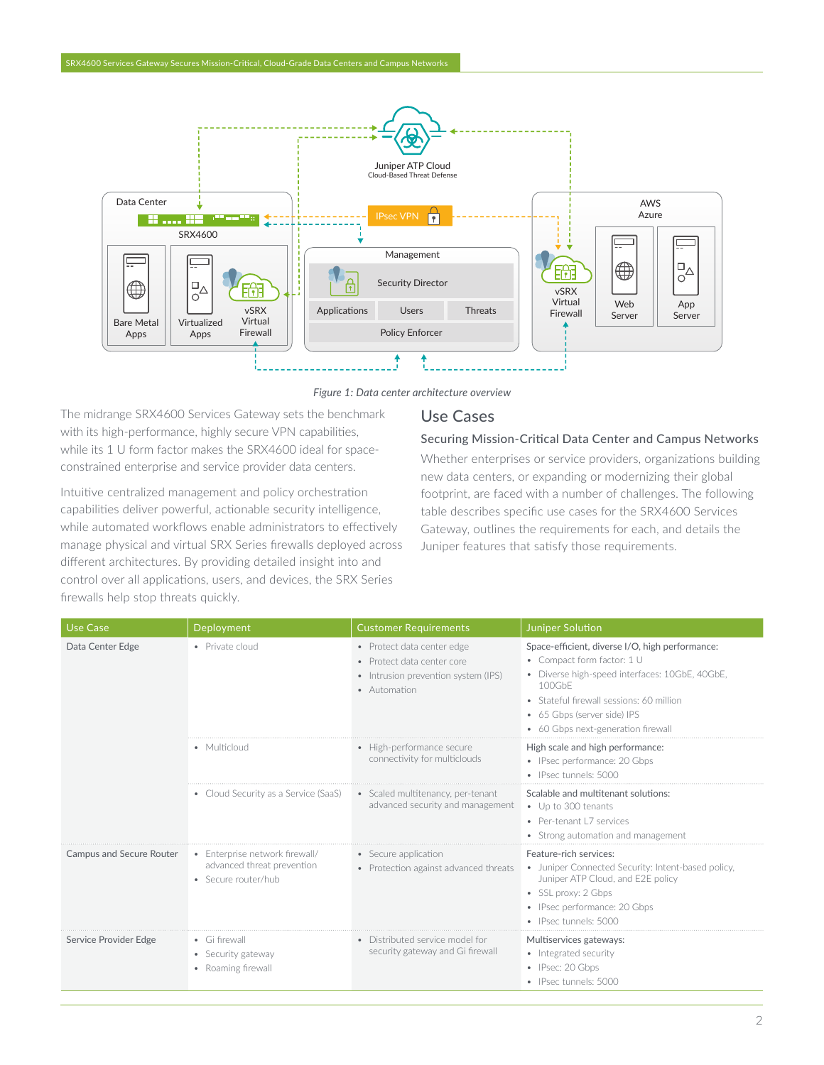Figure 1: Data center architecture overview

The midrange SRX4600 Services Gateway sets the benchmark with its high-performance, highly secure VPN capabilities, while its 1 U form factor makes the SRX4600 ideal for space-constrained enterprise and service provider data centers.

Intuitive centralized management and policy orchestration capabilities deliver powerful, actionable security intelligence, while automated workflows enable administrators to effectively manage physical and virtual SRX Series firewalls deployed across different architectures. By providing detailed insight into and control over all applications, users, and devices, the SRX Series firewalls help stop threats quickly.

## Use Cases

### Securing Mission-Critical Data Center and Campus Networks

Whether enterprises or service providers, organizations building new data centers, or expanding or modernizing their global footprint, are faced with a number of challenges. The following table describes specific use cases for the SRX4600 Services Gateway, outlines the requirements for each, and details the Juniper features that satisfy those requirements.

| Use Case | Deployment | Customer Requirements | Juniper Solution |
|---|---|---|---|
| Data Center Edge | • Private cloud | • Protect data center edge<br>• Protect data center core<br>• Intrusion prevention system (IPS)<br>• Automation | Space-efficient, diverse I/O, high performance:<br>• Compact form factor: 1 U<br>• Diverse high-speed interfaces: 10GbE, 40GbE, 100GbE<br>• Stateful firewall sessions: 60 million<br>• 65 Gbps (server side) IPS<br>• 60 Gbps next-generation firewall |
| | • Multicloud | • High-performance secure connectivity for multiclouds | High scale and high performance:<br>• IPsec performance: 20 Gbps<br>• IPsec tunnels: 5000 |
| | • Cloud Security as a Service (SaaS) | • Scaled multitenancy, per-tenant advanced security and management | Scalable and multitenant solutions:<br>• Up to 300 tenants<br>• Per-tenant L7 services<br>• Strong automation and management |
| Campus and Secure Router | • Enterprise network firewall/ advanced threat prevention<br>• Secure router/hub | • Secure application<br>• Protection against advanced threats | Feature-rich services:<br>• Juniper Connected Security: Intent-based policy, Juniper ATP Cloud, and E2E policy<br>• SSL proxy: 2 Gbps<br>• IPsec performance: 20 Gbps<br>• IPsec tunnels: 5000 |
| Service Provider Edge | • Gi firewall<br>• Security gateway<br>• Roaming firewall | • Distributed service model for security gateway and Gi firewall | Multiservices gateways:<br>• Integrated security<br>• IPsec: 20 Gbps<br>• IPsec tunnels: 5000 |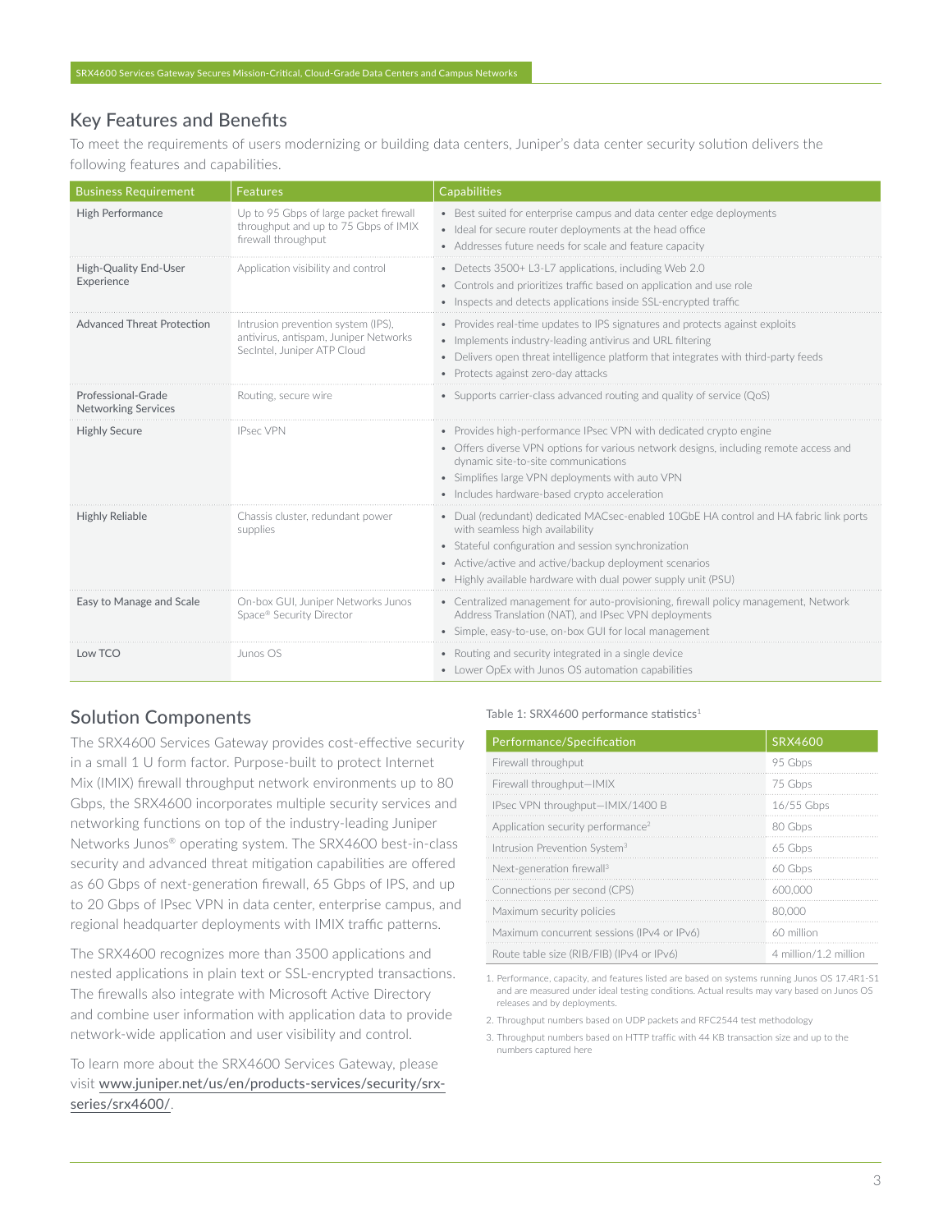## Key Features and Benefits

To meet the requirements of users modernizing or building data centers, Juniper's data center security solution delivers the following features and capabilities.

| Business Requirement | Features | Capabilities |
|---|---|---|
| High Performance | Up to 95 Gbps of large packet firewall throughput and up to 75 Gbps of IMIX firewall throughput | • Best suited for enterprise campus and data center edge deployments<br>• Ideal for secure router deployments at the head office<br>• Addresses future needs for scale and feature capacity |
| High-Quality End-User Experience | Application visibility and control | • Detects 3500+ L3-L7 applications, including Web 2.0<br>• Controls and prioritizes traffic based on application and use role<br>• Inspects and detects applications inside SSL-encrypted traffic |
| Advanced Threat Protection | Intrusion prevention system (IPS), antivirus, antispam, Juniper Networks SecIntel, Juniper ATP Cloud | • Provides real-time updates to IPS signatures and protects against exploits<br>• Implements industry-leading antivirus and URL filtering<br>• Delivers open threat intelligence platform that integrates with third-party feeds<br>• Protects against zero-day attacks |
| Professional-Grade Networking Services | Routing, secure wire | • Supports carrier-class advanced routing and quality of service (QoS) |
| Highly Secure | IPsec VPN | • Provides high-performance IPsec VPN with dedicated crypto engine<br>• Offers diverse VPN options for various network designs, including remote access and dynamic site-to-site communications<br>• Simplifies large VPN deployments with auto VPN<br>• Includes hardware-based crypto acceleration |
| Highly Reliable | Chassis cluster, redundant power supplies | • Dual (redundant) dedicated MACsec-enabled 10GbE HA control and HA fabric link ports with seamless high availability<br>• Stateful configuration and session synchronization<br>• Active/active and active/backup deployment scenarios<br>• Highly available hardware with dual power supply unit (PSU) |
| Easy to Manage and Scale | On-box GUI, Juniper Networks Junos Space® Security Director | • Centralized management for auto-provisioning, firewall policy management, Network Address Translation (NAT), and IPsec VPN deployments<br>• Simple, easy-to-use, on-box GUI for local management |
| Low TCO | Junos OS | • Routing and security integrated in a single device<br>• Lower OpEx with Junos OS automation capabilities |

## Solution Components

The SRX4600 Services Gateway provides cost-effective security in a small 1 U form factor. Purpose-built to protect Internet Mix (IMIX) firewall throughput network environments up to 80 Gbps, the SRX4600 incorporates multiple security services and networking functions on top of the industry-leading Juniper Networks Junos® operating system. The SRX4600 best-in-class security and advanced threat mitigation capabilities are offered as 60 Gbps of next-generation firewall, 65 Gbps of IPS, and up to 20 Gbps of IPsec VPN in data center, enterprise campus, and regional headquarter deployments with IMIX traffic patterns.

The SRX4600 recognizes more than 3500 applications and nested applications in plain text or SSL-encrypted transactions. The firewalls also integrate with Microsoft Active Directory and combine user information with application data to provide network-wide application and user visibility and control.

To learn more about the SRX4600 Services Gateway, please visit www.juniper.net/us/en/products-services/security/srx-series/srx4600/.

Table 1: SRX4600 performance statistics[1]

| Performance/Specification | SRX4600 |
|---|---|
| Firewall throughput | 95 Gbps |
| Firewall throughput—IMIX | 75 Gbps |
| IPsec VPN throughput—IMIX/1400 B | 16/55 Gbps |
| Application security performance[2] | 80 Gbps |
| Intrusion Prevention System[3] | 65 Gbps |
| Next-generation firewall[3] | 60 Gbps |
| Connections per second (CPS) | 600,000 |
| Maximum security policies | 80,000 |
| Maximum concurrent sessions (IPv4 or IPv6) | 60 million |
| Route table size (RIB/FIB) (IPv4 or IPv6) | 4 million/1.2 million |

1. Performance, capacity, and features listed are based on systems running Junos OS 17.4R1-S1 and are measured under ideal testing conditions. Actual results may vary based on Junos OS releases and by deployments.
2. Throughput numbers based on UDP packets and RFC2544 test methodology
3. Throughput numbers based on HTTP traffic with 44 KB transaction size and up to the numbers captured here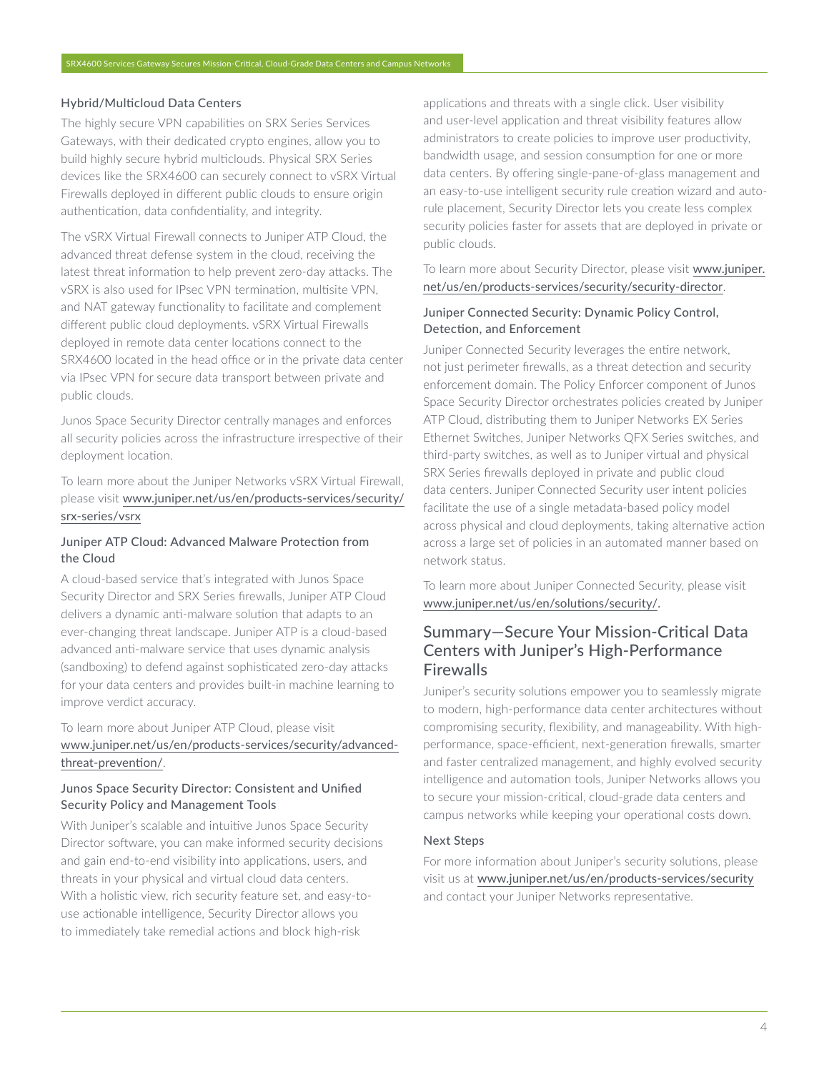### Hybrid/Multicloud Data Centers

The highly secure VPN capabilities on SRX Series Services Gateways, with their dedicated crypto engines, allow you to build highly secure hybrid multiclouds. Physical SRX Series devices like the SRX4600 can securely connect to vSRX Virtual Firewalls deployed in different public clouds to ensure origin authentication, data confidentiality, and integrity.

The vSRX Virtual Firewall connects to Juniper ATP Cloud, the advanced threat defense system in the cloud, receiving the latest threat information to help prevent zero-day attacks. The vSRX is also used for IPsec VPN termination, multisite VPN, and NAT gateway functionality to facilitate and complement different public cloud deployments. vSRX Virtual Firewalls deployed in remote data center locations connect to the SRX4600 located in the head office or in the private data center via IPsec VPN for secure data transport between private and public clouds.

Junos Space Security Director centrally manages and enforces all security policies across the infrastructure irrespective of their deployment location.

To learn more about the Juniper Networks vSRX Virtual Firewall, please visit www.juniper.net/us/en/products-services/security/srx-series/vsrx

### Juniper ATP Cloud: Advanced Malware Protection from the Cloud

A cloud-based service that's integrated with Junos Space Security Director and SRX Series firewalls, Juniper ATP Cloud delivers a dynamic anti-malware solution that adapts to an ever-changing threat landscape. Juniper ATP is a cloud-based advanced anti-malware service that uses dynamic analysis (sandboxing) to defend against sophisticated zero-day attacks for your data centers and provides built-in machine learning to improve verdict accuracy.

To learn more about Juniper ATP Cloud, please visit www.juniper.net/us/en/products-services/security/advanced-threat-prevention/.

### Junos Space Security Director: Consistent and Unified Security Policy and Management Tools

With Juniper's scalable and intuitive Junos Space Security Director software, you can make informed security decisions and gain end-to-end visibility into applications, users, and threats in your physical and virtual cloud data centers. With a holistic view, rich security feature set, and easy-to-use actionable intelligence, Security Director allows you to immediately take remedial actions and block high-risk applications and threats with a single click. User visibility and user-level application and threat visibility features allow administrators to create policies to improve user productivity, bandwidth usage, and session consumption for one or more data centers. By offering single-pane-of-glass management and an easy-to-use intelligent security rule creation wizard and auto-rule placement, Security Director lets you create less complex security policies faster for assets that are deployed in private or public clouds.

To learn more about Security Director, please visit www.juniper.net/us/en/products-services/security/security-director.

### Juniper Connected Security: Dynamic Policy Control, Detection, and Enforcement

Juniper Connected Security leverages the entire network, not just perimeter firewalls, as a threat detection and security enforcement domain. The Policy Enforcer component of Junos Space Security Director orchestrates policies created by Juniper ATP Cloud, distributing them to Juniper Networks EX Series Ethernet Switches, Juniper Networks QFX Series switches, and third-party switches, as well as to Juniper virtual and physical SRX Series firewalls deployed in private and public cloud data centers. Juniper Connected Security user intent policies facilitate the use of a single metadata-based policy model across physical and cloud deployments, taking alternative action across a large set of policies in an automated manner based on network status.

To learn more about Juniper Connected Security, please visit www.juniper.net/us/en/solutions/security/.

## Summary—Secure Your Mission-Critical Data Centers with Juniper's High-Performance Firewalls

Juniper's security solutions empower you to seamlessly migrate to modern, high-performance data center architectures without compromising security, flexibility, and manageability. With high-performance, space-efficient, next-generation firewalls, smarter and faster centralized management, and highly evolved security intelligence and automation tools, Juniper Networks allows you to secure your mission-critical, cloud-grade data centers and campus networks while keeping your operational costs down.

### Next Steps

For more information about Juniper's security solutions, please visit us at www.juniper.net/us/en/products-services/security and contact your Juniper Networks representative.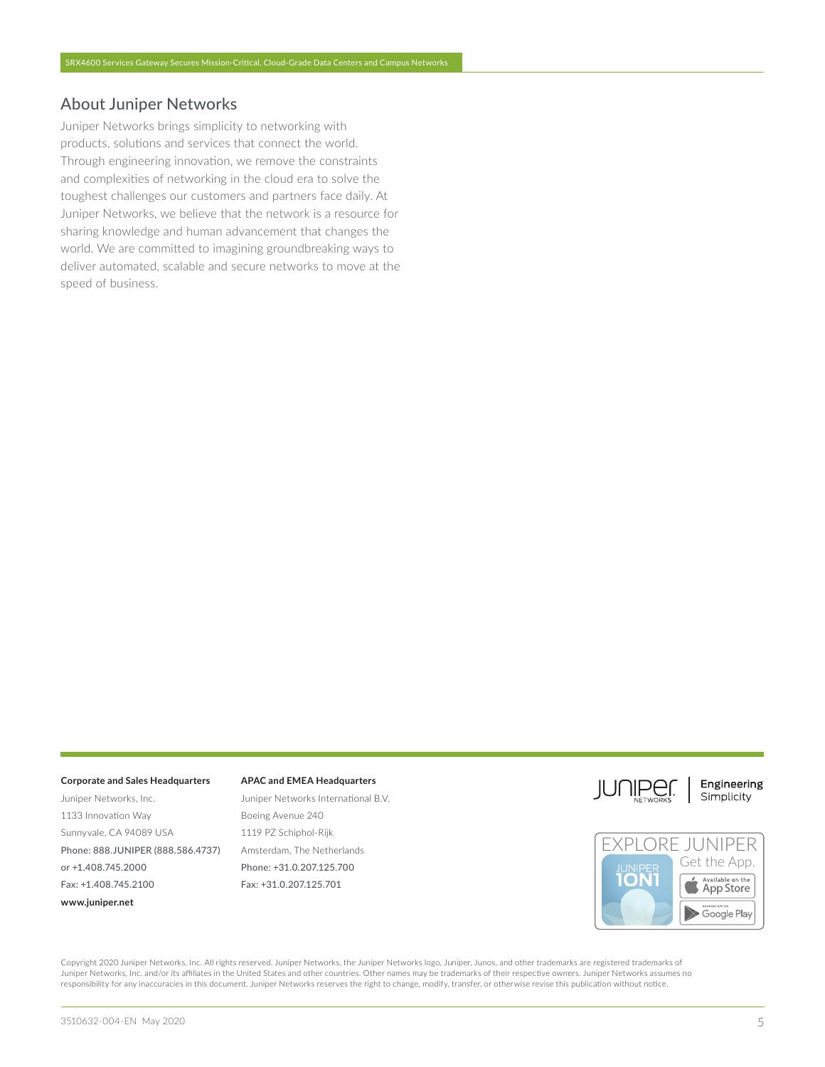## About Juniper Networks

Juniper Networks brings simplicity to networking with products, solutions and services that connect the world. Through engineering innovation, we remove the constraints and complexities of networking in the cloud era to solve the toughest challenges our customers and partners face daily. At Juniper Networks, we believe that the network is a resource for sharing knowledge and human advancement that changes the world. We are committed to imagining groundbreaking ways to deliver automated, scalable and secure networks to move at the speed of business.

**Corporate and Sales Headquarters**

Juniper Networks, Inc.
1133 Innovation Way
Sunnyvale, CA 94089 USA
Phone: 888.JUNIPER (888.586.4737)
or +1.408.745.2000
Fax: +1.408.745.2100
**www.juniper.net**

**APAC and EMEA Headquarters**

Juniper Networks International B.V.
Boeing Avenue 240
1119 PZ Schiphol-Rijk
Amsterdam, The Netherlands
Phone: +31.0.207.125.700
Fax: +31.0.207.125.701

Juniper Networks | Engineering Simplicity

EXPLORE JUNIPER
Get the App.

Copyright 2020 Juniper Networks, Inc. All rights reserved. Juniper Networks, the Juniper Networks logo, Juniper, Junos, and other trademarks are registered trademarks of Juniper Networks, Inc. and/or its affiliates in the United States and other countries. Other names may be trademarks of their respective owners. Juniper Networks assumes no responsibility for any inaccuracies in this document. Juniper Networks reserves the right to change, modify, transfer, or otherwise revise this publication without notice.

3510632-004-EN May 2020